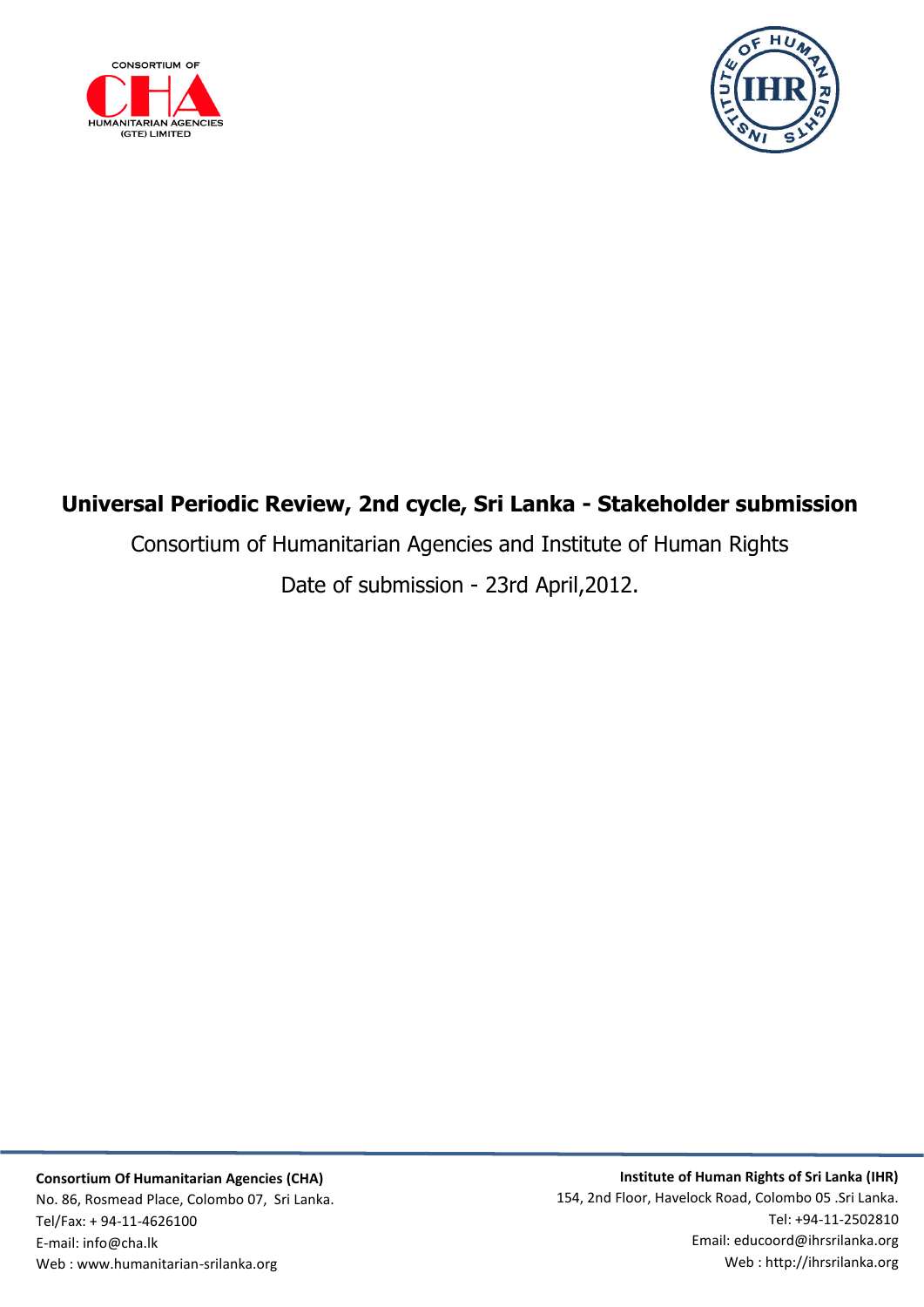CONSORTIUM OF

CHA

HUMANITARIAN AGENCIES (GTE) LIMITED

IHR

INSTITUTE OF HUMAN RIGHTS

# Universal Periodic Review, 2nd cycle, Sri Lanka - Stakeholder submission

Consortium of Humanitarian Agencies and Institute of Human Rights

Date of submission - 23rd April,2012.

**Consortium Of Humanitarian Agencies (CHA)**
No. 86, Rosmead Place, Colombo 07, Sri Lanka.
Tel/Fax: + 94-11-4626100
E-mail: info@cha.lk
Web : www.humanitarian-srilanka.org

**Institute of Human Rights of Sri Lanka (IHR)**
154, 2nd Floor, Havelock Road, Colombo 05 .Sri Lanka.
Tel: +94-11-2502810
Email: educoord@ihrsrilanka.org
Web : http://ihrsrilanka.org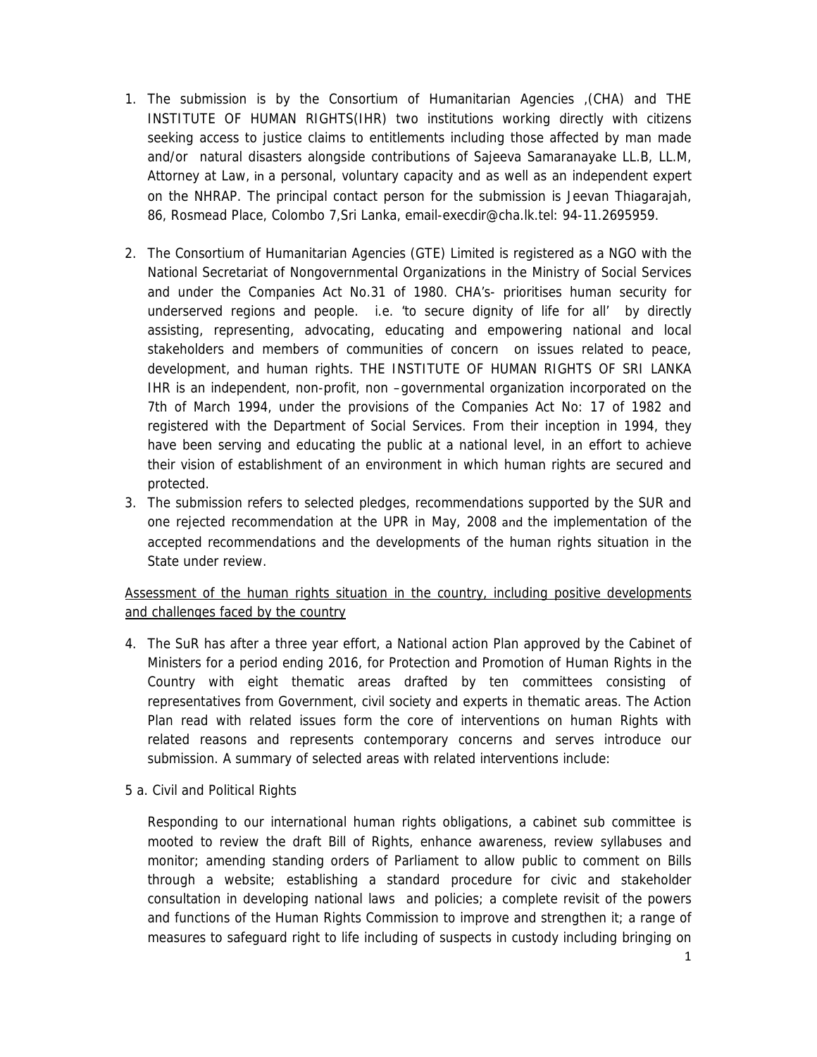1. The submission is by the Consortium of Humanitarian Agencies ,(CHA) and THE INSTITUTE OF HUMAN RIGHTS(IHR) two institutions working directly with citizens seeking access to justice claims to entitlements including those affected by man made and/or natural disasters alongside contributions of Sajeeva Samaranayake LL.B, LL.M, Attorney at Law, in a personal, voluntary capacity and as well as an independent expert on the NHRAP. The principal contact person for the submission is Jeevan Thiagarajah, 86, Rosmead Place, Colombo 7,Sri Lanka, email-execdir@cha.lk.tel: 94-11.2695959.

2. The Consortium of Humanitarian Agencies (GTE) Limited is registered as a NGO with the National Secretariat of Nongovernmental Organizations in the Ministry of Social Services and under the Companies Act No.31 of 1980. CHA's- prioritises human security for underserved regions and people. i.e. 'to secure dignity of life for all' by directly assisting, representing, advocating, educating and empowering national and local stakeholders and members of communities of concern on issues related to peace, development, and human rights. THE INSTITUTE OF HUMAN RIGHTS OF SRI LANKA IHR is an independent, non-profit, non –governmental organization incorporated on the 7th of March 1994, under the provisions of the Companies Act No: 17 of 1982 and registered with the Department of Social Services. From their inception in 1994, they have been serving and educating the public at a national level, in an effort to achieve their vision of establishment of an environment in which human rights are secured and protected.

3. The submission refers to selected pledges, recommendations supported by the SUR and one rejected recommendation at the UPR in May, 2008 and the implementation of the accepted recommendations and the developments of the human rights situation in the State under review.

<u>Assessment of the human rights situation in the country, including positive developments and challenges faced by the country</u>

4. The SuR has after a three year effort, a National action Plan approved by the Cabinet of Ministers for a period ending 2016, for Protection and Promotion of Human Rights in the Country with eight thematic areas drafted by ten committees consisting of representatives from Government, civil society and experts in thematic areas. The Action Plan read with related issues form the core of interventions on human Rights with related reasons and represents contemporary concerns and serves introduce our submission. A summary of selected areas with related interventions include:

5 a. Civil and Political Rights

Responding to our international human rights obligations, a cabinet sub committee is mooted to review the draft Bill of Rights, enhance awareness, review syllabuses and monitor; amending standing orders of Parliament to allow public to comment on Bills through a website; establishing a standard procedure for civic and stakeholder consultation in developing national laws and policies; a complete revisit of the powers and functions of the Human Rights Commission to improve and strengthen it; a range of measures to safeguard right to life including of suspects in custody including bringing on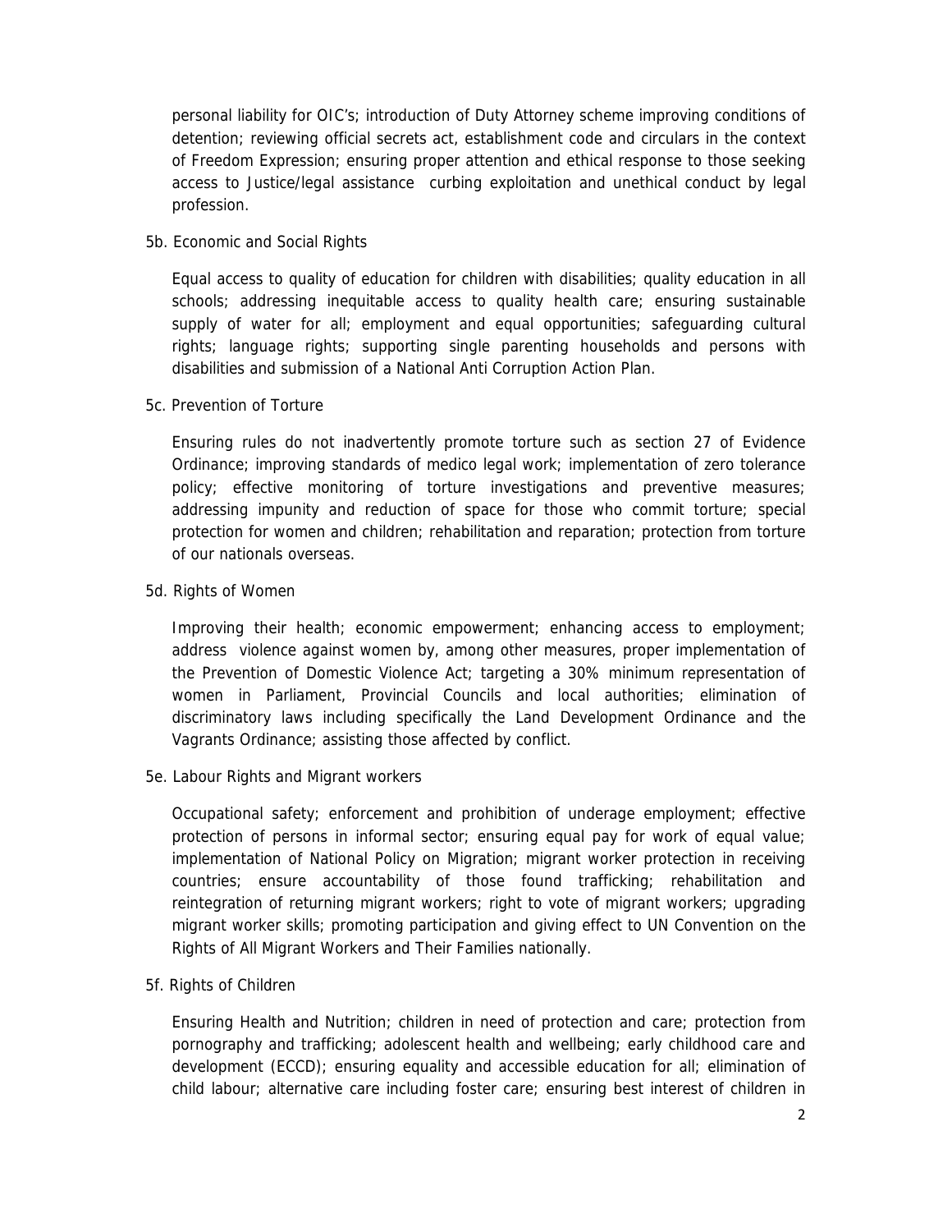personal liability for OIC's; introduction of Duty Attorney scheme improving conditions of detention; reviewing official secrets act, establishment code and circulars in the context of Freedom Expression; ensuring proper attention and ethical response to those seeking access to Justice/legal assistance curbing exploitation and unethical conduct by legal profession.

5b. Economic and Social Rights

Equal access to quality of education for children with disabilities; quality education in all schools; addressing inequitable access to quality health care; ensuring sustainable supply of water for all; employment and equal opportunities; safeguarding cultural rights; language rights; supporting single parenting households and persons with disabilities and submission of a National Anti Corruption Action Plan.

5c. Prevention of Torture

Ensuring rules do not inadvertently promote torture such as section 27 of Evidence Ordinance; improving standards of medico legal work; implementation of zero tolerance policy; effective monitoring of torture investigations and preventive measures; addressing impunity and reduction of space for those who commit torture; special protection for women and children; rehabilitation and reparation; protection from torture of our nationals overseas.

5d. Rights of Women

Improving their health; economic empowerment; enhancing access to employment; address violence against women by, among other measures, proper implementation of the Prevention of Domestic Violence Act; targeting a 30% minimum representation of women in Parliament, Provincial Councils and local authorities; elimination of discriminatory laws including specifically the Land Development Ordinance and the Vagrants Ordinance; assisting those affected by conflict.

5e. Labour Rights and Migrant workers

Occupational safety; enforcement and prohibition of underage employment; effective protection of persons in informal sector; ensuring equal pay for work of equal value; implementation of National Policy on Migration; migrant worker protection in receiving countries; ensure accountability of those found trafficking; rehabilitation and reintegration of returning migrant workers; right to vote of migrant workers; upgrading migrant worker skills; promoting participation and giving effect to UN Convention on the Rights of All Migrant Workers and Their Families nationally.

5f. Rights of Children

Ensuring Health and Nutrition; children in need of protection and care; protection from pornography and trafficking; adolescent health and wellbeing; early childhood care and development (ECCD); ensuring equality and accessible education for all; elimination of child labour; alternative care including foster care; ensuring best interest of children in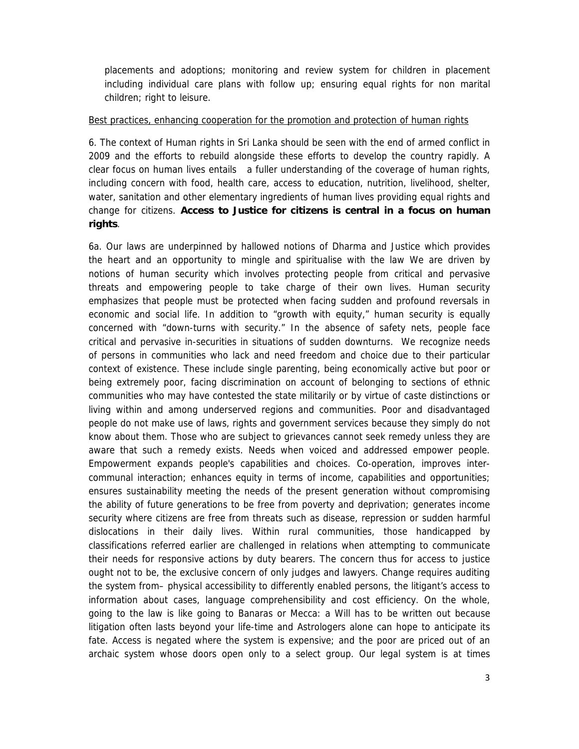placements and adoptions; monitoring and review system for children in placement including individual care plans with follow up; ensuring equal rights for non marital children; right to leisure.

<u>Best practices, enhancing cooperation for the promotion and protection of human rights</u>

6. The context of Human rights in Sri Lanka should be seen with the end of armed conflict in 2009 and the efforts to rebuild alongside these efforts to develop the country rapidly. A clear focus on human lives entails a fuller understanding of the coverage of human rights, including concern with food, health care, access to education, nutrition, livelihood, shelter, water, sanitation and other elementary ingredients of human lives providing equal rights and change for citizens. **Access to Justice for citizens is central in a focus on human rights**.

6a. Our laws are underpinned by hallowed notions of Dharma and Justice which provides the heart and an opportunity to mingle and spiritualise with the law We are driven by notions of human security which involves protecting people from critical and pervasive threats and empowering people to take charge of their own lives. Human security emphasizes that people must be protected when facing sudden and profound reversals in economic and social life. In addition to "growth with equity," human security is equally concerned with "down-turns with security." In the absence of safety nets, people face critical and pervasive in-securities in situations of sudden downturns. We recognize needs of persons in communities who lack and need freedom and choice due to their particular context of existence. These include single parenting, being economically active but poor or being extremely poor, facing discrimination on account of belonging to sections of ethnic communities who may have contested the state militarily or by virtue of caste distinctions or living within and among underserved regions and communities. Poor and disadvantaged people do not make use of laws, rights and government services because they simply do not know about them. Those who are subject to grievances cannot seek remedy unless they are aware that such a remedy exists. Needs when voiced and addressed empower people. Empowerment expands people's capabilities and choices. Co-operation, improves inter-communal interaction; enhances equity in terms of income, capabilities and opportunities; ensures sustainability meeting the needs of the present generation without compromising the ability of future generations to be free from poverty and deprivation; generates income security where citizens are free from threats such as disease, repression or sudden harmful dislocations in their daily lives. Within rural communities, those handicapped by classifications referred earlier are challenged in relations when attempting to communicate their needs for responsive actions by duty bearers. The concern thus for access to justice ought not to be, the exclusive concern of only judges and lawyers. Change requires auditing the system from– physical accessibility to differently enabled persons, the litigant's access to information about cases, language comprehensibility and cost efficiency. On the whole, going to the law is like going to Banaras or Mecca: a Will has to be written out because litigation often lasts beyond your life-time and Astrologers alone can hope to anticipate its fate. Access is negated where the system is expensive; and the poor are priced out of an archaic system whose doors open only to a select group. Our legal system is at times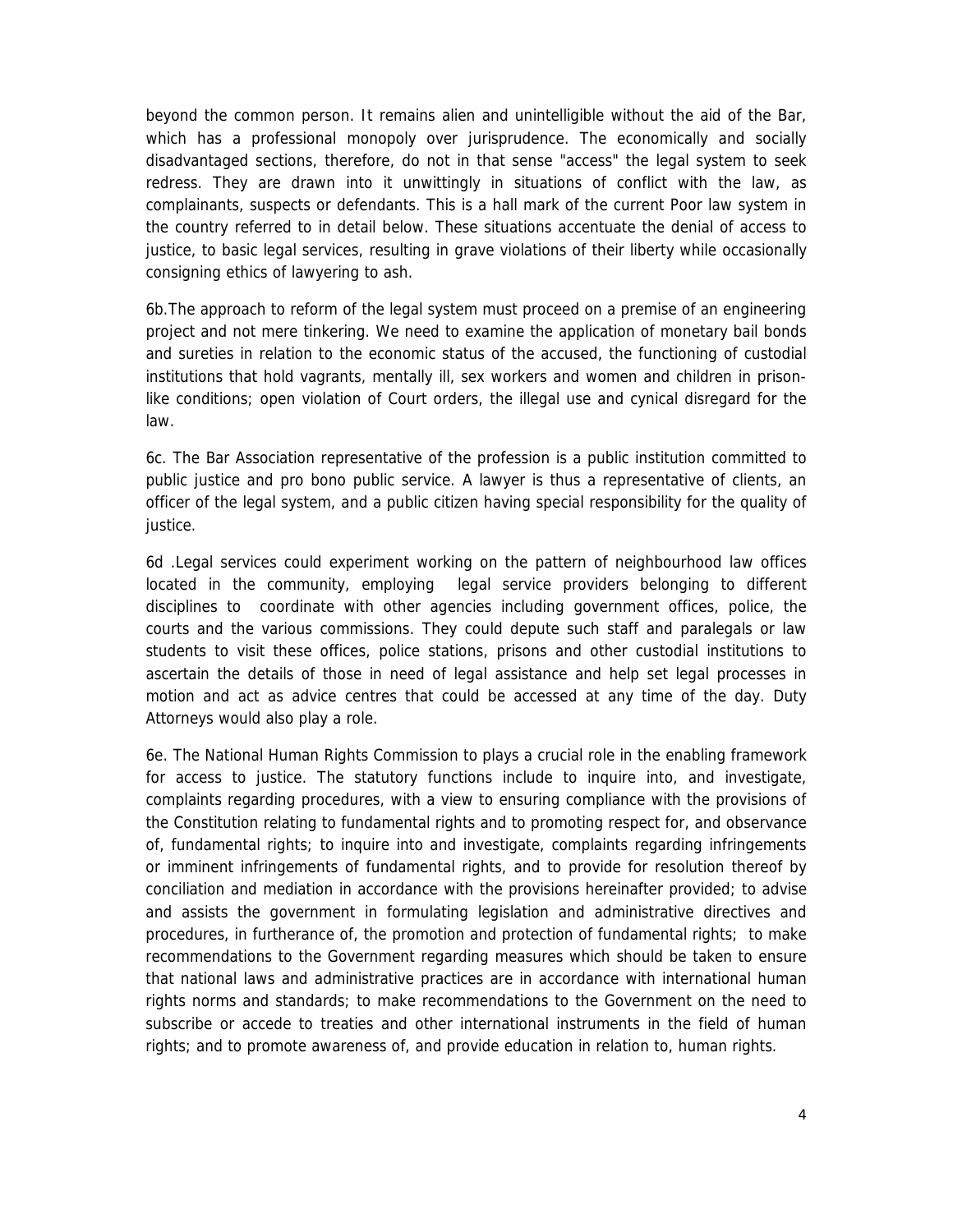beyond the common person. It remains alien and unintelligible without the aid of the Bar, which has a professional monopoly over jurisprudence. The economically and socially disadvantaged sections, therefore, do not in that sense "access" the legal system to seek redress. They are drawn into it unwittingly in situations of conflict with the law, as complainants, suspects or defendants. This is a hall mark of the current Poor law system in the country referred to in detail below. These situations accentuate the denial of access to justice, to basic legal services, resulting in grave violations of their liberty while occasionally consigning ethics of lawyering to ash.

6b.The approach to reform of the legal system must proceed on a premise of an engineering project and not mere tinkering. We need to examine the application of monetary bail bonds and sureties in relation to the economic status of the accused, the functioning of custodial institutions that hold vagrants, mentally ill, sex workers and women and children in prison-like conditions; open violation of Court orders, the illegal use and cynical disregard for the law.

6c. The Bar Association representative of the profession is a public institution committed to public justice and pro bono public service. A lawyer is thus a representative of clients, an officer of the legal system, and a public citizen having special responsibility for the quality of justice.

6d .Legal services could experiment working on the pattern of neighbourhood law offices located in the community, employing legal service providers belonging to different disciplines to coordinate with other agencies including government offices, police, the courts and the various commissions. They could depute such staff and paralegals or law students to visit these offices, police stations, prisons and other custodial institutions to ascertain the details of those in need of legal assistance and help set legal processes in motion and act as advice centres that could be accessed at any time of the day. Duty Attorneys would also play a role.

6e. The National Human Rights Commission to plays a crucial role in the enabling framework for access to justice. The statutory functions include to inquire into, and investigate, complaints regarding procedures, with a view to ensuring compliance with the provisions of the Constitution relating to fundamental rights and to promoting respect for, and observance of, fundamental rights; to inquire into and investigate, complaints regarding infringements or imminent infringements of fundamental rights, and to provide for resolution thereof by conciliation and mediation in accordance with the provisions hereinafter provided; to advise and assists the government in formulating legislation and administrative directives and procedures, in furtherance of, the promotion and protection of fundamental rights; to make recommendations to the Government regarding measures which should be taken to ensure that national laws and administrative practices are in accordance with international human rights norms and standards; to make recommendations to the Government on the need to subscribe or accede to treaties and other international instruments in the field of human rights; and to promote awareness of, and provide education in relation to, human rights.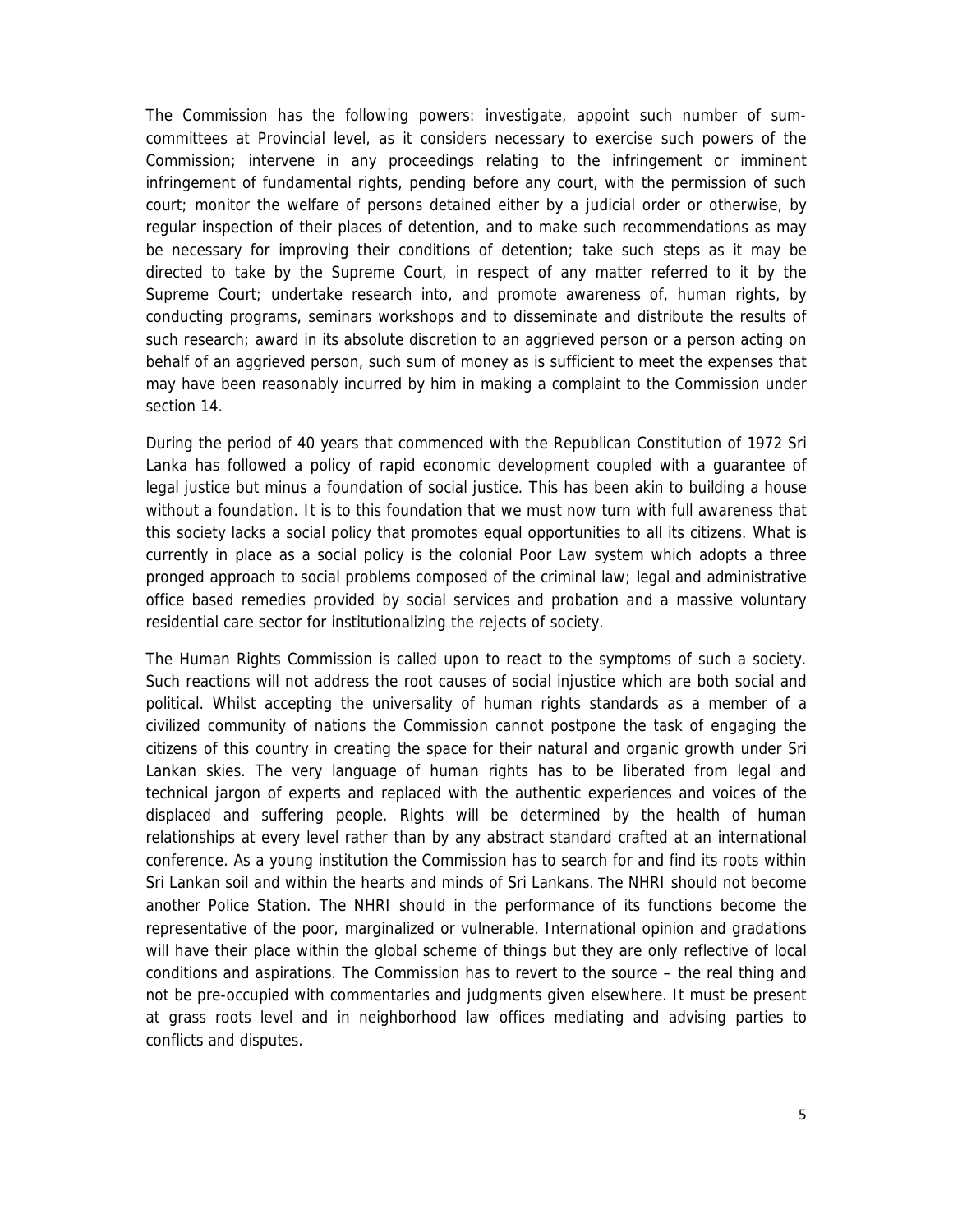The Commission has the following powers: investigate, appoint such number of sum-committees at Provincial level, as it considers necessary to exercise such powers of the Commission; intervene in any proceedings relating to the infringement or imminent infringement of fundamental rights, pending before any court, with the permission of such court; monitor the welfare of persons detained either by a judicial order or otherwise, by regular inspection of their places of detention, and to make such recommendations as may be necessary for improving their conditions of detention; take such steps as it may be directed to take by the Supreme Court, in respect of any matter referred to it by the Supreme Court; undertake research into, and promote awareness of, human rights, by conducting programs, seminars workshops and to disseminate and distribute the results of such research; award in its absolute discretion to an aggrieved person or a person acting on behalf of an aggrieved person, such sum of money as is sufficient to meet the expenses that may have been reasonably incurred by him in making a complaint to the Commission under section 14.

During the period of 40 years that commenced with the Republican Constitution of 1972 Sri Lanka has followed a policy of rapid economic development coupled with a guarantee of legal justice but minus a foundation of social justice. This has been akin to building a house without a foundation. It is to this foundation that we must now turn with full awareness that this society lacks a social policy that promotes equal opportunities to all its citizens. What is currently in place as a social policy is the colonial Poor Law system which adopts a three pronged approach to social problems composed of the criminal law; legal and administrative office based remedies provided by social services and probation and a massive voluntary residential care sector for institutionalizing the rejects of society.

The Human Rights Commission is called upon to react to the symptoms of such a society. Such reactions will not address the root causes of social injustice which are both social and political. Whilst accepting the universality of human rights standards as a member of a civilized community of nations the Commission cannot postpone the task of engaging the citizens of this country in creating the space for their natural and organic growth under Sri Lankan skies. The very language of human rights has to be liberated from legal and technical jargon of experts and replaced with the authentic experiences and voices of the displaced and suffering people. Rights will be determined by the health of human relationships at every level rather than by any abstract standard crafted at an international conference. As a young institution the Commission has to search for and find its roots within Sri Lankan soil and within the hearts and minds of Sri Lankans. The NHRI should not become another Police Station. The NHRI should in the performance of its functions become the representative of the poor, marginalized or vulnerable. International opinion and gradations will have their place within the global scheme of things but they are only reflective of local conditions and aspirations. The Commission has to revert to the source – the real thing and not be pre-occupied with commentaries and judgments given elsewhere. It must be present at grass roots level and in neighborhood law offices mediating and advising parties to conflicts and disputes.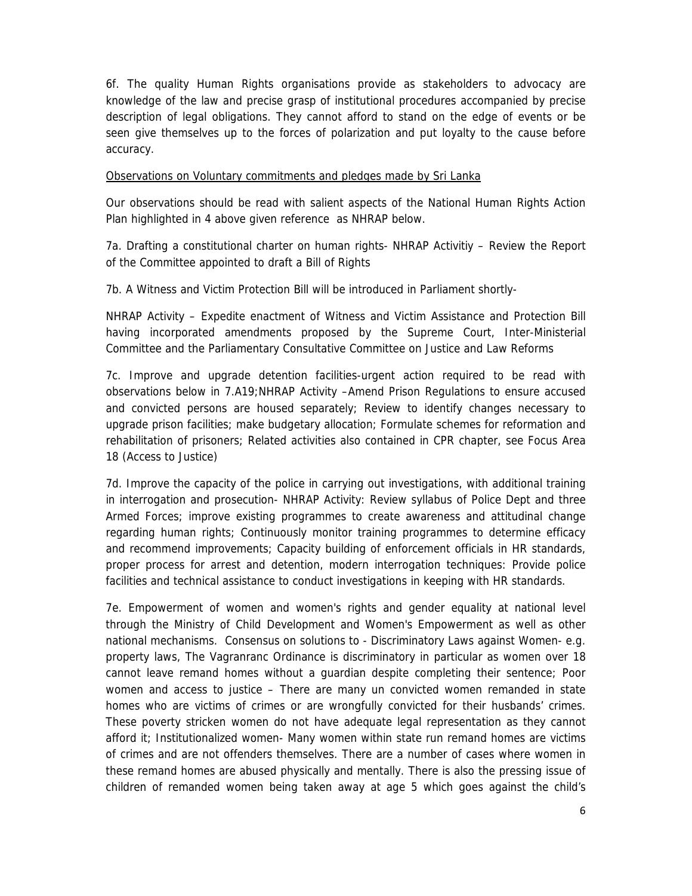6f. The quality Human Rights organisations provide as stakeholders to advocacy are knowledge of the law and precise grasp of institutional procedures accompanied by precise description of legal obligations. They cannot afford to stand on the edge of events or be seen give themselves up to the forces of polarization and put loyalty to the cause before accuracy.

Observations on Voluntary commitments and pledges made by Sri Lanka

Our observations should be read with salient aspects of the National Human Rights Action Plan highlighted in 4 above given reference as NHRAP below.

7a. Drafting a constitutional charter on human rights- NHRAP Activitiy – Review the Report of the Committee appointed to draft a Bill of Rights

7b. A Witness and Victim Protection Bill will be introduced in Parliament shortly-

NHRAP Activity – Expedite enactment of Witness and Victim Assistance and Protection Bill having incorporated amendments proposed by the Supreme Court, Inter-Ministerial Committee and the Parliamentary Consultative Committee on Justice and Law Reforms

7c. Improve and upgrade detention facilities-urgent action required to be read with observations below in 7.A19;NHRAP Activity –Amend Prison Regulations to ensure accused and convicted persons are housed separately; Review to identify changes necessary to upgrade prison facilities; make budgetary allocation; Formulate schemes for reformation and rehabilitation of prisoners; Related activities also contained in CPR chapter, see Focus Area 18 (Access to Justice)

7d. Improve the capacity of the police in carrying out investigations, with additional training in interrogation and prosecution- NHRAP Activity: Review syllabus of Police Dept and three Armed Forces; improve existing programmes to create awareness and attitudinal change regarding human rights; Continuously monitor training programmes to determine efficacy and recommend improvements; Capacity building of enforcement officials in HR standards, proper process for arrest and detention, modern interrogation techniques: Provide police facilities and technical assistance to conduct investigations in keeping with HR standards.

7e. Empowerment of women and women's rights and gender equality at national level through the Ministry of Child Development and Women's Empowerment as well as other national mechanisms. Consensus on solutions to - Discriminatory Laws against Women- e.g. property laws, The Vagranranc Ordinance is discriminatory in particular as women over 18 cannot leave remand homes without a guardian despite completing their sentence; Poor women and access to justice – There are many un convicted women remanded in state homes who are victims of crimes or are wrongfully convicted for their husbands' crimes. These poverty stricken women do not have adequate legal representation as they cannot afford it; Institutionalized women- Many women within state run remand homes are victims of crimes and are not offenders themselves. There are a number of cases where women in these remand homes are abused physically and mentally. There is also the pressing issue of children of remanded women being taken away at age 5 which goes against the child's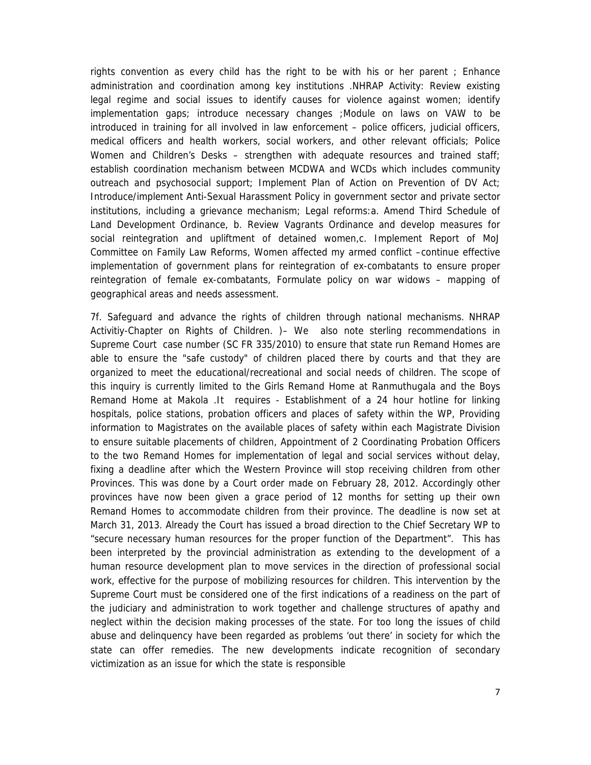rights convention as every child has the right to be with his or her parent ; Enhance administration and coordination among key institutions .NHRAP Activity: Review existing legal regime and social issues to identify causes for violence against women; identify implementation gaps; introduce necessary changes ;Module on laws on VAW to be introduced in training for all involved in law enforcement – police officers, judicial officers, medical officers and health workers, social workers, and other relevant officials; Police Women and Children's Desks – strengthen with adequate resources and trained staff; establish coordination mechanism between MCDWA and WCDs which includes community outreach and psychosocial support; Implement Plan of Action on Prevention of DV Act; Introduce/implement Anti-Sexual Harassment Policy in government sector and private sector institutions, including a grievance mechanism; Legal reforms:a. Amend Third Schedule of Land Development Ordinance, b. Review Vagrants Ordinance and develop measures for social reintegration and upliftment of detained women,c. Implement Report of MoJ Committee on Family Law Reforms, Women affected my armed conflict –continue effective implementation of government plans for reintegration of ex-combatants to ensure proper reintegration of female ex-combatants, Formulate policy on war widows – mapping of geographical areas and needs assessment.

7f. Safeguard and advance the rights of children through national mechanisms. NHRAP Activitiy-Chapter on Rights of Children. )– We also note sterling recommendations in Supreme Court case number (SC FR 335/2010) to ensure that state run Remand Homes are able to ensure the "safe custody" of children placed there by courts and that they are organized to meet the educational/recreational and social needs of children. The scope of this inquiry is currently limited to the Girls Remand Home at Ranmuthugala and the Boys Remand Home at Makola .It requires - Establishment of a 24 hour hotline for linking hospitals, police stations, probation officers and places of safety within the WP, Providing information to Magistrates on the available places of safety within each Magistrate Division to ensure suitable placements of children, Appointment of 2 Coordinating Probation Officers to the two Remand Homes for implementation of legal and social services without delay, fixing a deadline after which the Western Province will stop receiving children from other Provinces. This was done by a Court order made on February 28, 2012. Accordingly other provinces have now been given a grace period of 12 months for setting up their own Remand Homes to accommodate children from their province. The deadline is now set at March 31, 2013. Already the Court has issued a broad direction to the Chief Secretary WP to "secure necessary human resources for the proper function of the Department". This has been interpreted by the provincial administration as extending to the development of a human resource development plan to move services in the direction of professional social work, effective for the purpose of mobilizing resources for children. This intervention by the Supreme Court must be considered one of the first indications of a readiness on the part of the judiciary and administration to work together and challenge structures of apathy and neglect within the decision making processes of the state. For too long the issues of child abuse and delinquency have been regarded as problems 'out there' in society for which the state can offer remedies. The new developments indicate recognition of secondary victimization as an issue for which the state is responsible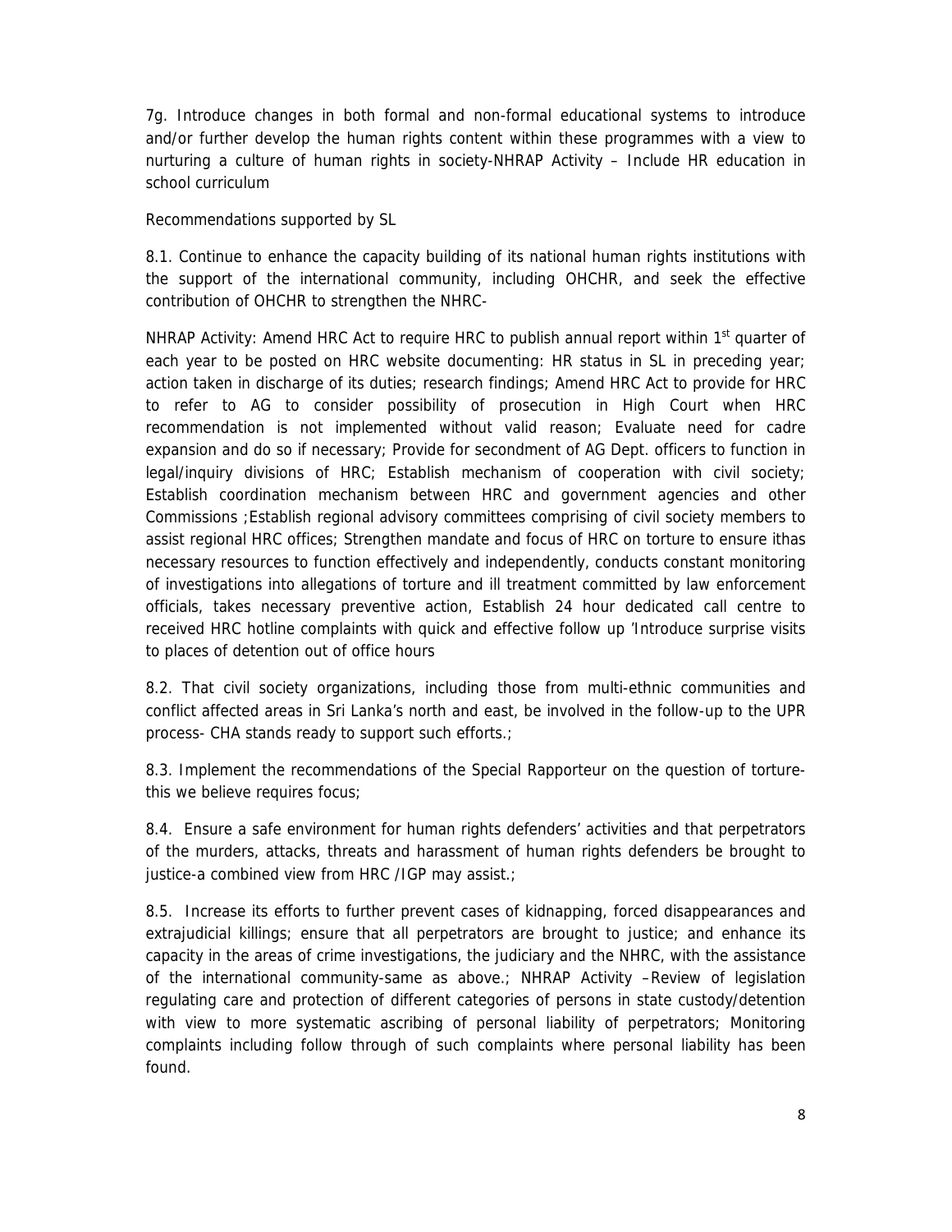7g. Introduce changes in both formal and non-formal educational systems to introduce and/or further develop the human rights content within these programmes with a view to nurturing a culture of human rights in society-NHRAP Activity – Include HR education in school curriculum

Recommendations supported by SL

8.1. Continue to enhance the capacity building of its national human rights institutions with the support of the international community, including OHCHR, and seek the effective contribution of OHCHR to strengthen the NHRC-

NHRAP Activity: Amend HRC Act to require HRC to publish annual report within 1st quarter of each year to be posted on HRC website documenting: HR status in SL in preceding year; action taken in discharge of its duties; research findings; Amend HRC Act to provide for HRC to refer to AG to consider possibility of prosecution in High Court when HRC recommendation is not implemented without valid reason; Evaluate need for cadre expansion and do so if necessary; Provide for secondment of AG Dept. officers to function in legal/inquiry divisions of HRC; Establish mechanism of cooperation with civil society; Establish coordination mechanism between HRC and government agencies and other Commissions ;Establish regional advisory committees comprising of civil society members to assist regional HRC offices; Strengthen mandate and focus of HRC on torture to ensure ithas necessary resources to function effectively and independently, conducts constant monitoring of investigations into allegations of torture and ill treatment committed by law enforcement officials, takes necessary preventive action, Establish 24 hour dedicated call centre to received HRC hotline complaints with quick and effective follow up 'Introduce surprise visits to places of detention out of office hours

8.2. That civil society organizations, including those from multi-ethnic communities and conflict affected areas in Sri Lanka's north and east, be involved in the follow-up to the UPR process- CHA stands ready to support such efforts.;

8.3. Implement the recommendations of the Special Rapporteur on the question of torture-this we believe requires focus;

8.4. Ensure a safe environment for human rights defenders' activities and that perpetrators of the murders, attacks, threats and harassment of human rights defenders be brought to justice-a combined view from HRC /IGP may assist.;

8.5. Increase its efforts to further prevent cases of kidnapping, forced disappearances and extrajudicial killings; ensure that all perpetrators are brought to justice; and enhance its capacity in the areas of crime investigations, the judiciary and the NHRC, with the assistance of the international community-same as above.; NHRAP Activity –Review of legislation regulating care and protection of different categories of persons in state custody/detention with view to more systematic ascribing of personal liability of perpetrators; Monitoring complaints including follow through of such complaints where personal liability has been found.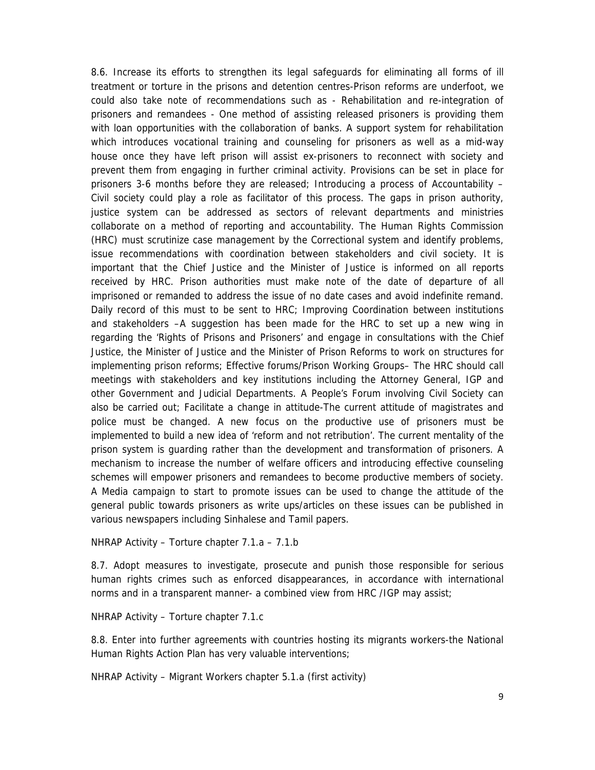8.6. Increase its efforts to strengthen its legal safeguards for eliminating all forms of ill treatment or torture in the prisons and detention centres-Prison reforms are underfoot, we could also take note of recommendations such as - Rehabilitation and re-integration of prisoners and remandees - One method of assisting released prisoners is providing them with loan opportunities with the collaboration of banks. A support system for rehabilitation which introduces vocational training and counseling for prisoners as well as a mid-way house once they have left prison will assist ex-prisoners to reconnect with society and prevent them from engaging in further criminal activity. Provisions can be set in place for prisoners 3-6 months before they are released; Introducing a process of Accountability – Civil society could play a role as facilitator of this process. The gaps in prison authority, justice system can be addressed as sectors of relevant departments and ministries collaborate on a method of reporting and accountability. The Human Rights Commission (HRC) must scrutinize case management by the Correctional system and identify problems, issue recommendations with coordination between stakeholders and civil society. It is important that the Chief Justice and the Minister of Justice is informed on all reports received by HRC. Prison authorities must make note of the date of departure of all imprisoned or remanded to address the issue of no date cases and avoid indefinite remand. Daily record of this must to be sent to HRC; Improving Coordination between institutions and stakeholders –A suggestion has been made for the HRC to set up a new wing in regarding the 'Rights of Prisons and Prisoners' and engage in consultations with the Chief Justice, the Minister of Justice and the Minister of Prison Reforms to work on structures for implementing prison reforms; Effective forums/Prison Working Groups– The HRC should call meetings with stakeholders and key institutions including the Attorney General, IGP and other Government and Judicial Departments. A People's Forum involving Civil Society can also be carried out; Facilitate a change in attitude-The current attitude of magistrates and police must be changed. A new focus on the productive use of prisoners must be implemented to build a new idea of 'reform and not retribution'. The current mentality of the prison system is guarding rather than the development and transformation of prisoners. A mechanism to increase the number of welfare officers and introducing effective counseling schemes will empower prisoners and remandees to become productive members of society. A Media campaign to start to promote issues can be used to change the attitude of the general public towards prisoners as write ups/articles on these issues can be published in various newspapers including Sinhalese and Tamil papers.

NHRAP Activity – Torture chapter 7.1.a – 7.1.b

8.7. Adopt measures to investigate, prosecute and punish those responsible for serious human rights crimes such as enforced disappearances, in accordance with international norms and in a transparent manner- a combined view from HRC /IGP may assist;

NHRAP Activity – Torture chapter 7.1.c

8.8. Enter into further agreements with countries hosting its migrants workers-the National Human Rights Action Plan has very valuable interventions;

NHRAP Activity – Migrant Workers chapter 5.1.a (first activity)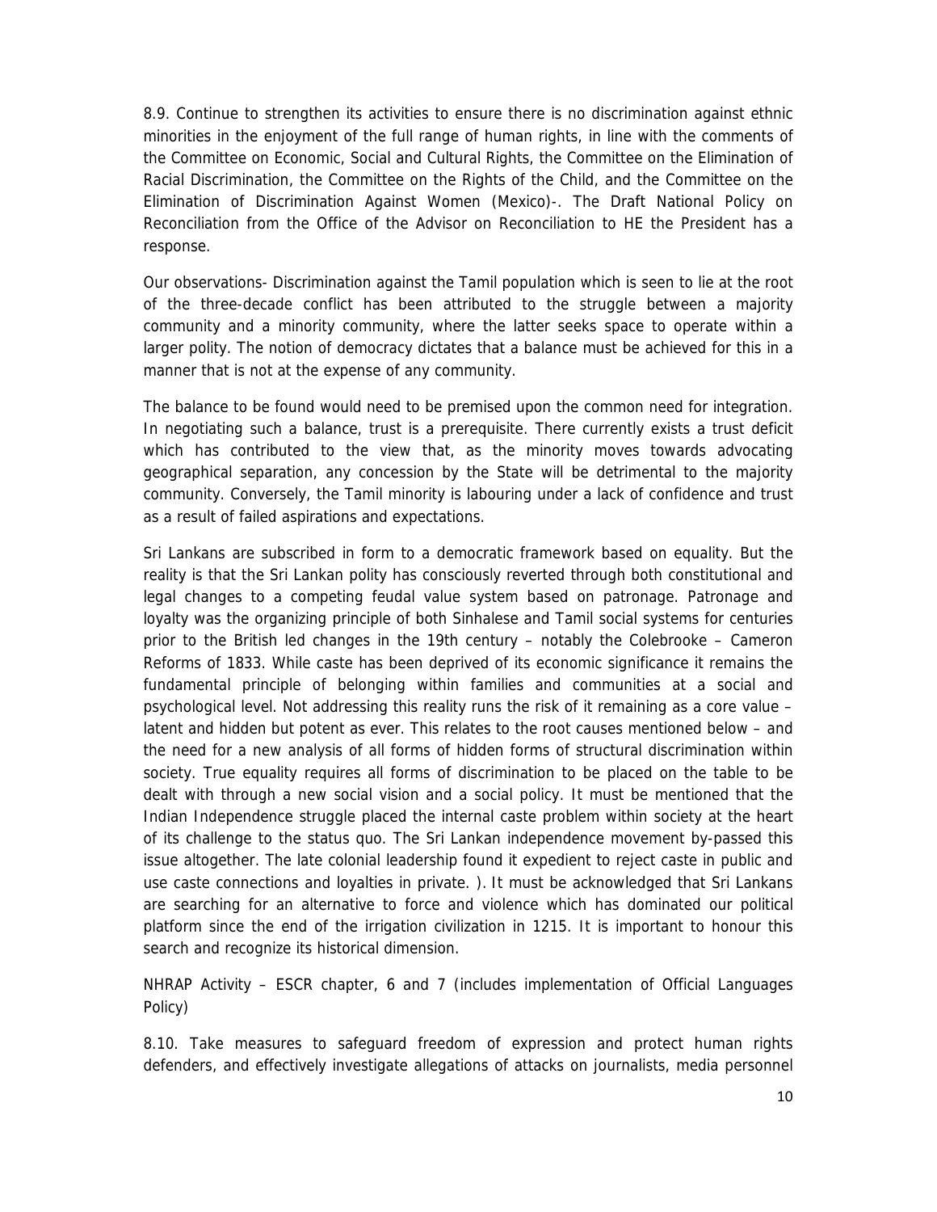8.9. Continue to strengthen its activities to ensure there is no discrimination against ethnic minorities in the enjoyment of the full range of human rights, in line with the comments of the Committee on Economic, Social and Cultural Rights, the Committee on the Elimination of Racial Discrimination, the Committee on the Rights of the Child, and the Committee on the Elimination of Discrimination Against Women (Mexico)-. The Draft National Policy on Reconciliation from the Office of the Advisor on Reconciliation to HE the President has a response.

Our observations- Discrimination against the Tamil population which is seen to lie at the root of the three-decade conflict has been attributed to the struggle between a majority community and a minority community, where the latter seeks space to operate within a larger polity. The notion of democracy dictates that a balance must be achieved for this in a manner that is not at the expense of any community.

The balance to be found would need to be premised upon the common need for integration. In negotiating such a balance, trust is a prerequisite. There currently exists a trust deficit which has contributed to the view that, as the minority moves towards advocating geographical separation, any concession by the State will be detrimental to the majority community. Conversely, the Tamil minority is labouring under a lack of confidence and trust as a result of failed aspirations and expectations.

Sri Lankans are subscribed in form to a democratic framework based on equality. But the reality is that the Sri Lankan polity has consciously reverted through both constitutional and legal changes to a competing feudal value system based on patronage. Patronage and loyalty was the organizing principle of both Sinhalese and Tamil social systems for centuries prior to the British led changes in the 19th century – notably the Colebrooke – Cameron Reforms of 1833. While caste has been deprived of its economic significance it remains the fundamental principle of belonging within families and communities at a social and psychological level. Not addressing this reality runs the risk of it remaining as a core value – latent and hidden but potent as ever. This relates to the root causes mentioned below – and the need for a new analysis of all forms of hidden forms of structural discrimination within society. True equality requires all forms of discrimination to be placed on the table to be dealt with through a new social vision and a social policy. It must be mentioned that the Indian Independence struggle placed the internal caste problem within society at the heart of its challenge to the status quo. The Sri Lankan independence movement by-passed this issue altogether. The late colonial leadership found it expedient to reject caste in public and use caste connections and loyalties in private. ). It must be acknowledged that Sri Lankans are searching for an alternative to force and violence which has dominated our political platform since the end of the irrigation civilization in 1215. It is important to honour this search and recognize its historical dimension.

NHRAP Activity – ESCR chapter, 6 and 7 (includes implementation of Official Languages Policy)

8.10. Take measures to safeguard freedom of expression and protect human rights defenders, and effectively investigate allegations of attacks on journalists, media personnel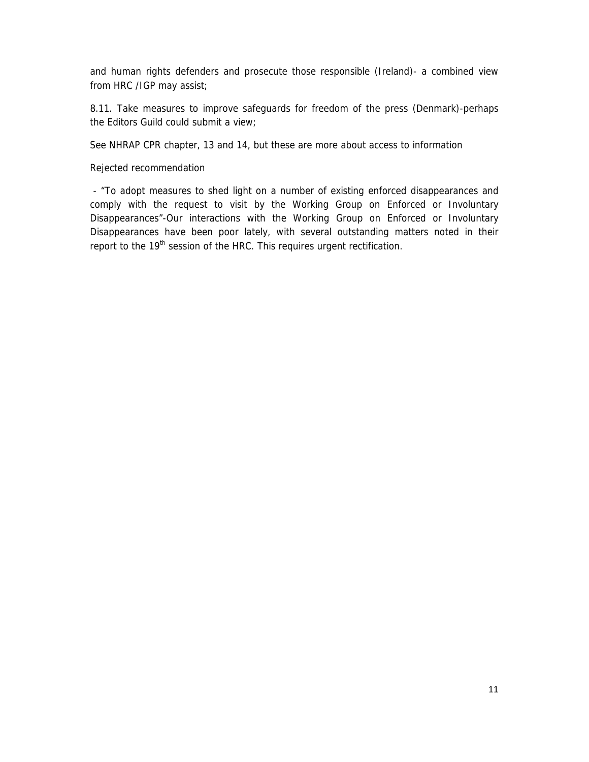and human rights defenders and prosecute those responsible (Ireland)- a combined view from HRC /IGP may assist;

8.11. Take measures to improve safeguards for freedom of the press (Denmark)-perhaps the Editors Guild could submit a view;

See NHRAP CPR chapter, 13 and 14, but these are more about access to information

Rejected recommendation

- "To adopt measures to shed light on a number of existing enforced disappearances and comply with the request to visit by the Working Group on Enforced or Involuntary Disappearances"-Our interactions with the Working Group on Enforced or Involuntary Disappearances have been poor lately, with several outstanding matters noted in their report to the 19th session of the HRC. This requires urgent rectification.